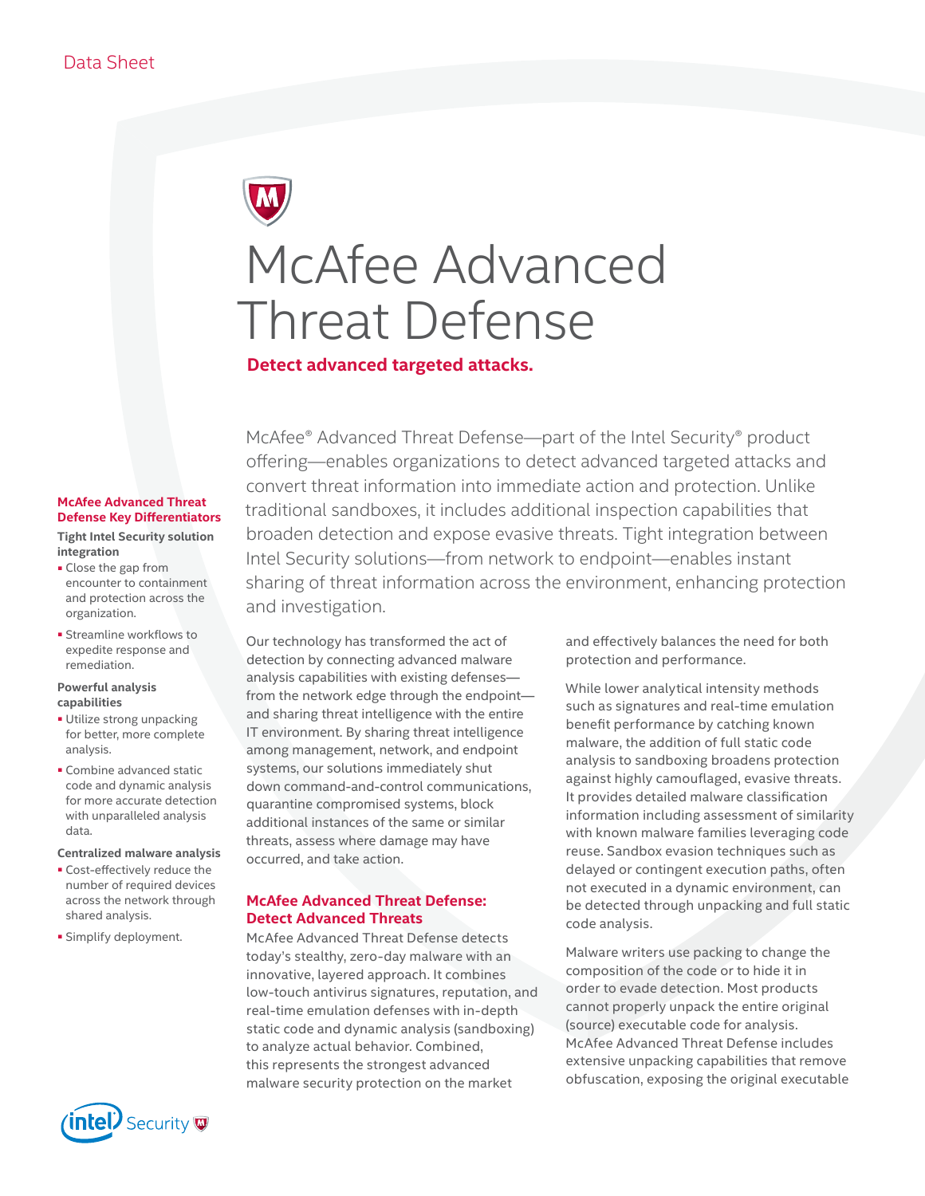Data Sheet

# McAfee Advanced Threat Defense

**Detect advanced targeted attacks.**

McAfee® Advanced Threat Defense—part of the Intel Security® product offering—enables organizations to detect advanced targeted attacks and convert threat information into immediate action and protection. Unlike traditional sandboxes, it includes additional inspection capabilities that broaden detection and expose evasive threats. Tight integration between Intel Security solutions—from network to endpoint—enables instant sharing of threat information across the environment, enhancing protection and investigation.

Our technology has transformed the act of detection by connecting advanced malware analysis capabilities with existing defenses—from the network edge through the endpoint—and sharing threat intelligence with the entire IT environment. By sharing threat intelligence among management, network, and endpoint systems, our solutions immediately shut down command-and-control communications, quarantine compromised systems, block additional instances of the same or similar threats, assess where damage may have occurred, and take action.

## McAfee Advanced Threat Defense: Detect Advanced Threats

McAfee Advanced Threat Defense detects today's stealthy, zero-day malware with an innovative, layered approach. It combines low-touch antivirus signatures, reputation, and real-time emulation defenses with in-depth static code and dynamic analysis (sandboxing) to analyze actual behavior. Combined, this represents the strongest advanced malware security protection on the market and effectively balances the need for both protection and performance.

While lower analytical intensity methods such as signatures and real-time emulation benefit performance by catching known malware, the addition of full static code analysis to sandboxing broadens protection against highly camouflaged, evasive threats. It provides detailed malware classification information including assessment of similarity with known malware families leveraging code reuse. Sandbox evasion techniques such as delayed or contingent execution paths, often not executed in a dynamic environment, can be detected through unpacking and full static code analysis.

Malware writers use packing to change the composition of the code or to hide it in order to evade detection. Most products cannot properly unpack the entire original (source) executable code for analysis. McAfee Advanced Threat Defense includes extensive unpacking capabilities that remove obfuscation, exposing the original executable

### McAfee Advanced Threat Defense Key Differentiators

**Tight Intel Security solution integration**

- Close the gap from encounter to containment and protection across the organization.
- Streamline workflows to expedite response and remediation.

**Powerful analysis capabilities**

- Utilize strong unpacking for better, more complete analysis.
- Combine advanced static code and dynamic analysis for more accurate detection with unparalleled analysis data.

**Centralized malware analysis**

- Cost-effectively reduce the number of required devices across the network through shared analysis.
- Simplify deployment.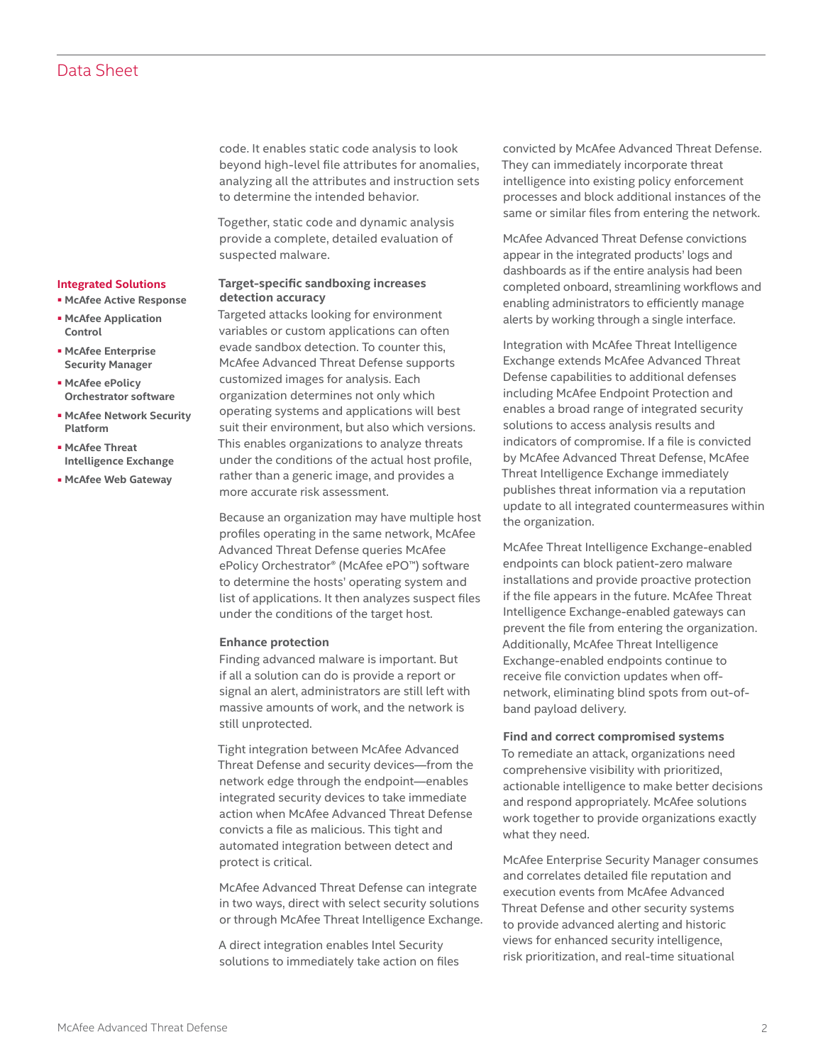code. It enables static code analysis to look beyond high-level file attributes for anomalies, analyzing all the attributes and instruction sets to determine the intended behavior.

Together, static code and dynamic analysis provide a complete, detailed evaluation of suspected malware.

**Target-specific sandboxing increases detection accuracy**

Targeted attacks looking for environment variables or custom applications can often evade sandbox detection. To counter this, McAfee Advanced Threat Defense supports customized images for analysis. Each organization determines not only which operating systems and applications will best suit their environment, but also which versions. This enables organizations to analyze threats under the conditions of the actual host profile, rather than a generic image, and provides a more accurate risk assessment.

Because an organization may have multiple host profiles operating in the same network, McAfee Advanced Threat Defense queries McAfee ePolicy Orchestrator® (McAfee ePO™) software to determine the hosts' operating system and list of applications. It then analyzes suspect files under the conditions of the target host.

**Enhance protection**

Finding advanced malware is important. But if all a solution can do is provide a report or signal an alert, administrators are still left with massive amounts of work, and the network is still unprotected.

Tight integration between McAfee Advanced Threat Defense and security devices—from the network edge through the endpoint—enables integrated security devices to take immediate action when McAfee Advanced Threat Defense convicts a file as malicious. This tight and automated integration between detect and protect is critical.

McAfee Advanced Threat Defense can integrate in two ways, direct with select security solutions or through McAfee Threat Intelligence Exchange.

A direct integration enables Intel Security solutions to immediately take action on files convicted by McAfee Advanced Threat Defense. They can immediately incorporate threat intelligence into existing policy enforcement processes and block additional instances of the same or similar files from entering the network.

McAfee Advanced Threat Defense convictions appear in the integrated products' logs and dashboards as if the entire analysis had been completed onboard, streamlining workflows and enabling administrators to efficiently manage alerts by working through a single interface.

Integration with McAfee Threat Intelligence Exchange extends McAfee Advanced Threat Defense capabilities to additional defenses including McAfee Endpoint Protection and enables a broad range of integrated security solutions to access analysis results and indicators of compromise. If a file is convicted by McAfee Advanced Threat Defense, McAfee Threat Intelligence Exchange immediately publishes threat information via a reputation update to all integrated countermeasures within the organization.

McAfee Threat Intelligence Exchange-enabled endpoints can block patient-zero malware installations and provide proactive protection if the file appears in the future. McAfee Threat Intelligence Exchange-enabled gateways can prevent the file from entering the organization. Additionally, McAfee Threat Intelligence Exchange-enabled endpoints continue to receive file conviction updates when off-network, eliminating blind spots from out-of-band payload delivery.

**Find and correct compromised systems**

To remediate an attack, organizations need comprehensive visibility with prioritized, actionable intelligence to make better decisions and respond appropriately. McAfee solutions work together to provide organizations exactly what they need.

McAfee Enterprise Security Manager consumes and correlates detailed file reputation and execution events from McAfee Advanced Threat Defense and other security systems to provide advanced alerting and historic views for enhanced security intelligence, risk prioritization, and real-time situational

**Integrated Solutions**

- **McAfee Active Response**
- **McAfee Application Control**
- **McAfee Enterprise Security Manager**
- **McAfee ePolicy Orchestrator software**
- **McAfee Network Security Platform**
- **McAfee Threat Intelligence Exchange**
- **McAfee Web Gateway**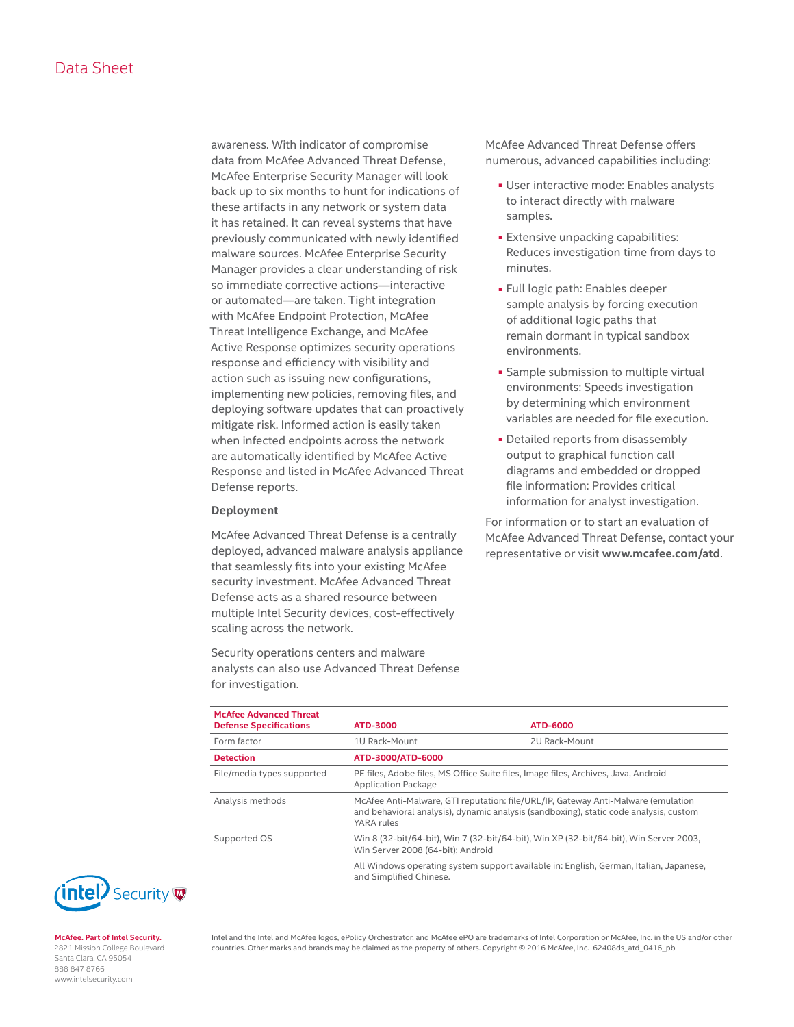awareness. With indicator of compromise data from McAfee Advanced Threat Defense, McAfee Enterprise Security Manager will look back up to six months to hunt for indications of these artifacts in any network or system data it has retained. It can reveal systems that have previously communicated with newly identified malware sources. McAfee Enterprise Security Manager provides a clear understanding of risk so immediate corrective actions—interactive or automated—are taken. Tight integration with McAfee Endpoint Protection, McAfee Threat Intelligence Exchange, and McAfee Active Response optimizes security operations response and efficiency with visibility and action such as issuing new configurations, implementing new policies, removing files, and deploying software updates that can proactively mitigate risk. Informed action is easily taken when infected endpoints across the network are automatically identified by McAfee Active Response and listed in McAfee Advanced Threat Defense reports.

**Deployment**

McAfee Advanced Threat Defense is a centrally deployed, advanced malware analysis appliance that seamlessly fits into your existing McAfee security investment. McAfee Advanced Threat Defense acts as a shared resource between multiple Intel Security devices, cost-effectively scaling across the network.

Security operations centers and malware analysts can also use Advanced Threat Defense for investigation.

McAfee Advanced Threat Defense offers numerous, advanced capabilities including:

- User interactive mode: Enables analysts to interact directly with malware samples.
- Extensive unpacking capabilities: Reduces investigation time from days to minutes.
- Full logic path: Enables deeper sample analysis by forcing execution of additional logic paths that remain dormant in typical sandbox environments.
- Sample submission to multiple virtual environments: Speeds investigation by determining which environment variables are needed for file execution.
- Detailed reports from disassembly output to graphical function call diagrams and embedded or dropped file information: Provides critical information for analyst investigation.

For information or to start an evaluation of McAfee Advanced Threat Defense, contact your representative or visit **www.mcafee.com/atd**.

| McAfee Advanced Threat Defense Specifications | ATD-3000 | ATD-6000 |
|---|---|---|
| Form factor | 1U Rack-Mount | 2U Rack-Mount |
| **Detection** | **ATD-3000/ATD-6000** | |
| File/media types supported | PE files, Adobe files, MS Office Suite files, Image files, Archives, Java, Android Application Package | |
| Analysis methods | McAfee Anti-Malware, GTI reputation: file/URL/IP, Gateway Anti-Malware (emulation and behavioral analysis), dynamic analysis (sandboxing), static code analysis, custom YARA rules | |
| Supported OS | Win 8 (32-bit/64-bit), Win 7 (32-bit/64-bit), Win XP (32-bit/64-bit), Win Server 2003, Win Server 2008 (64-bit); Android<br><br>All Windows operating system support available in: English, German, Italian, Japanese, and Simplified Chinese. | |

**McAfee. Part of Intel Security.**
2821 Mission College Boulevard
Santa Clara, CA 95054
888 847 8766
www.intelsecurity.com

Intel and the Intel and McAfee logos, ePolicy Orchestrator, and McAfee ePO are trademarks of Intel Corporation or McAfee, Inc. in the US and/or other countries. Other marks and brands may be claimed as the property of others. Copyright © 2016 McAfee, Inc. 62408ds_atd_0416_pb